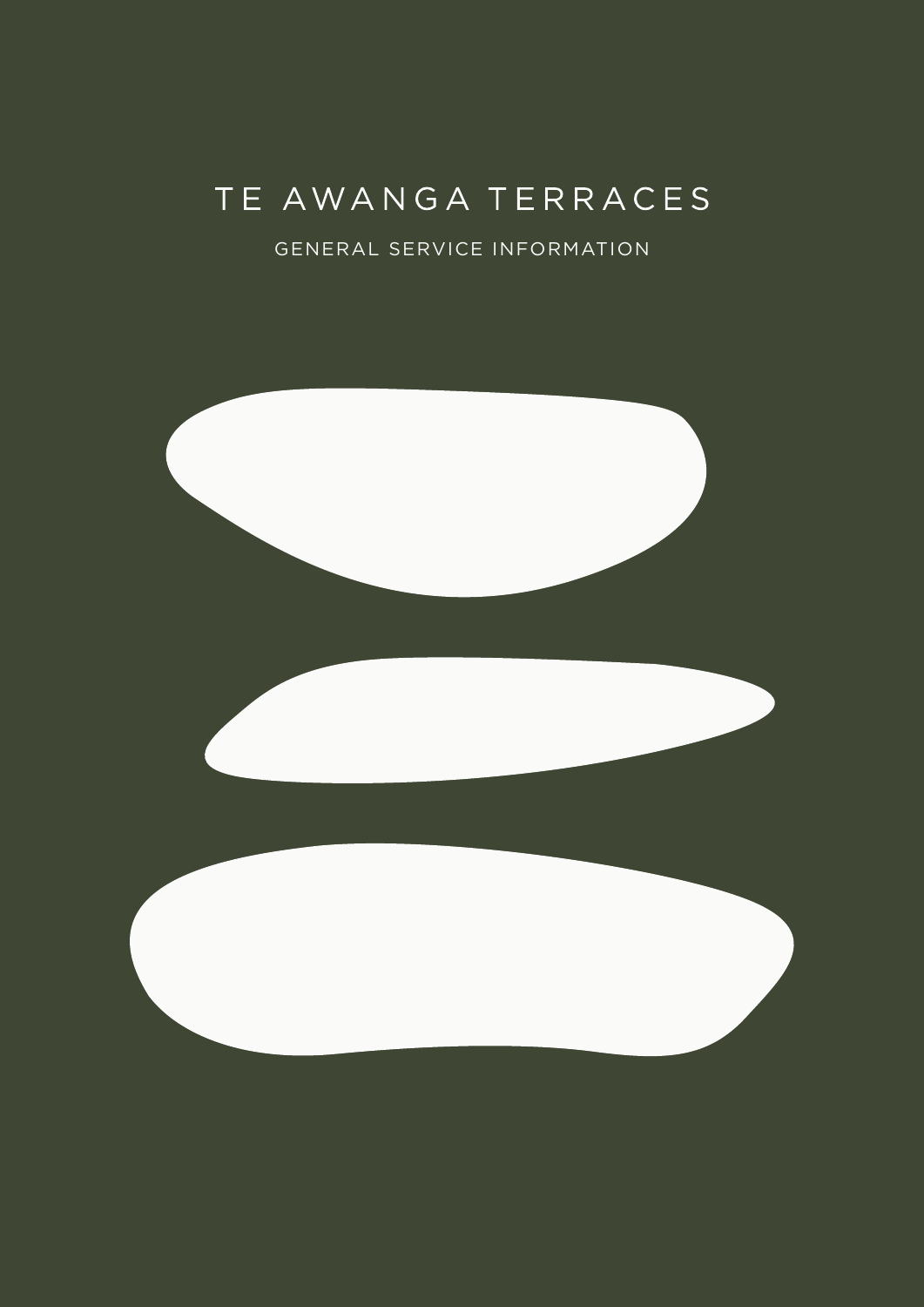# TE AWANGA TERRACES

GENERAL SERVICE INFORMATION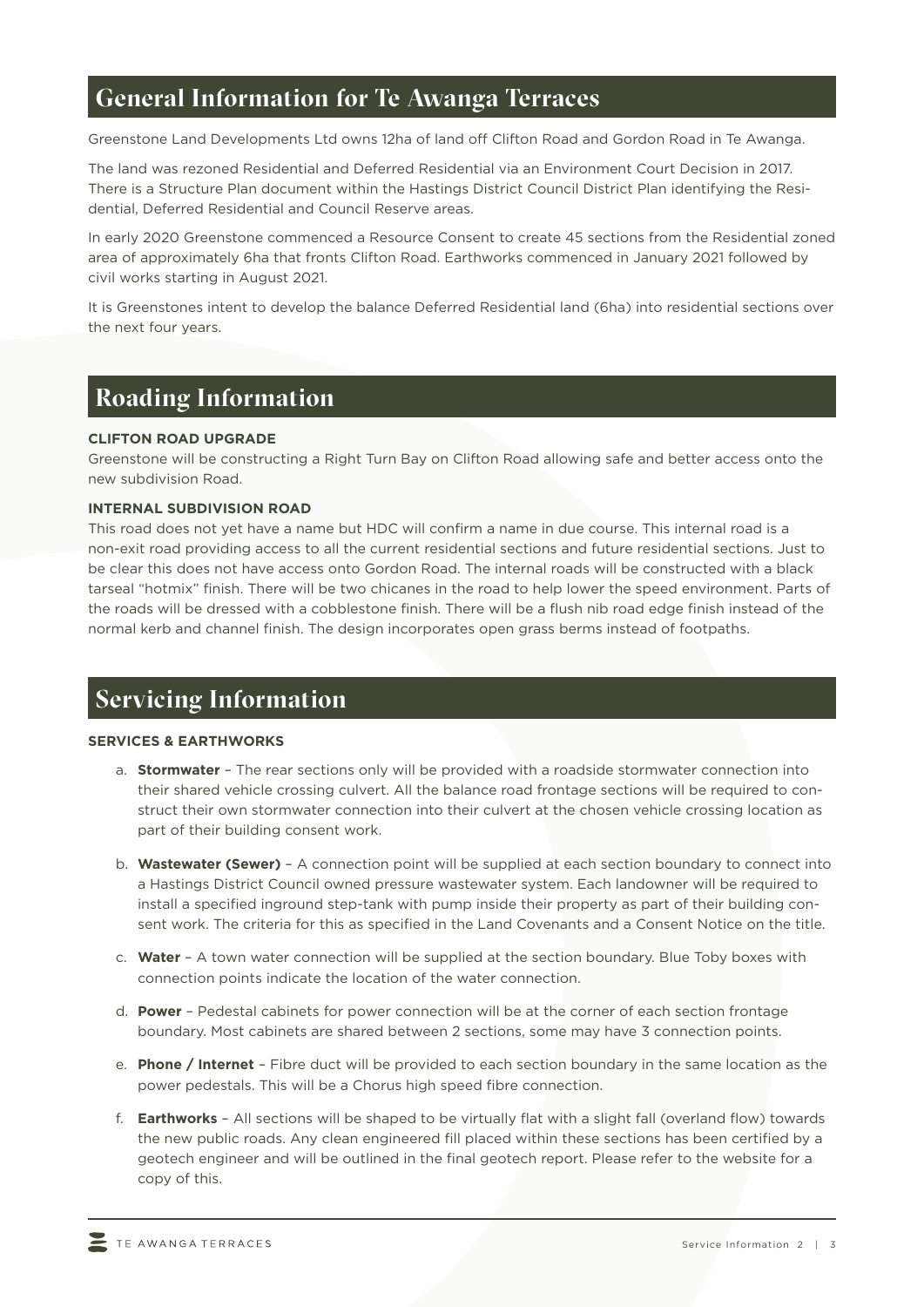## General Information for Te Awanga Terraces

Greenstone Land Developments Ltd owns 12ha of land off Clifton Road and Gordon Road in Te Awanga.

The land was rezoned Residential and Deferred Residential via an Environment Court Decision in 2017. There is a Structure Plan document within the Hastings District Council District Plan identifying the Residential, Deferred Residential and Council Reserve areas.

In early 2020 Greenstone commenced a Resource Consent to create 45 sections from the Residential zoned area of approximately 6ha that fronts Clifton Road. Earthworks commenced in January 2021 followed by civil works starting in August 2021.

It is Greenstones intent to develop the balance Deferred Residential land (6ha) into residential sections over the next four years.

## Roading Information

**CLIFTON ROAD UPGRADE**

Greenstone will be constructing a Right Turn Bay on Clifton Road allowing safe and better access onto the new subdivision Road.

**INTERNAL SUBDIVISION ROAD**

This road does not yet have a name but HDC will confirm a name in due course. This internal road is a non-exit road providing access to all the current residential sections and future residential sections. Just to be clear this does not have access onto Gordon Road. The internal roads will be constructed with a black tarseal "hotmix" finish. There will be two chicanes in the road to help lower the speed environment. Parts of the roads will be dressed with a cobblestone finish. There will be a flush nib road edge finish instead of the normal kerb and channel finish. The design incorporates open grass berms instead of footpaths.

## Servicing Information

**SERVICES & EARTHWORKS**

a. **Stormwater** – The rear sections only will be provided with a roadside stormwater connection into their shared vehicle crossing culvert. All the balance road frontage sections will be required to construct their own stormwater connection into their culvert at the chosen vehicle crossing location as part of their building consent work.

b. **Wastewater (Sewer)** – A connection point will be supplied at each section boundary to connect into a Hastings District Council owned pressure wastewater system. Each landowner will be required to install a specified inground step-tank with pump inside their property as part of their building consent work. The criteria for this as specified in the Land Covenants and a Consent Notice on the title.

c. **Water** – A town water connection will be supplied at the section boundary. Blue Toby boxes with connection points indicate the location of the water connection.

d. **Power** – Pedestal cabinets for power connection will be at the corner of each section frontage boundary. Most cabinets are shared between 2 sections, some may have 3 connection points.

e. **Phone / Internet** – Fibre duct will be provided to each section boundary in the same location as the power pedestals. This will be a Chorus high speed fibre connection.

f. **Earthworks** – All sections will be shaped to be virtually flat with a slight fall (overland flow) towards the new public roads. Any clean engineered fill placed within these sections has been certified by a geotech engineer and will be outlined in the final geotech report. Please refer to the website for a copy of this.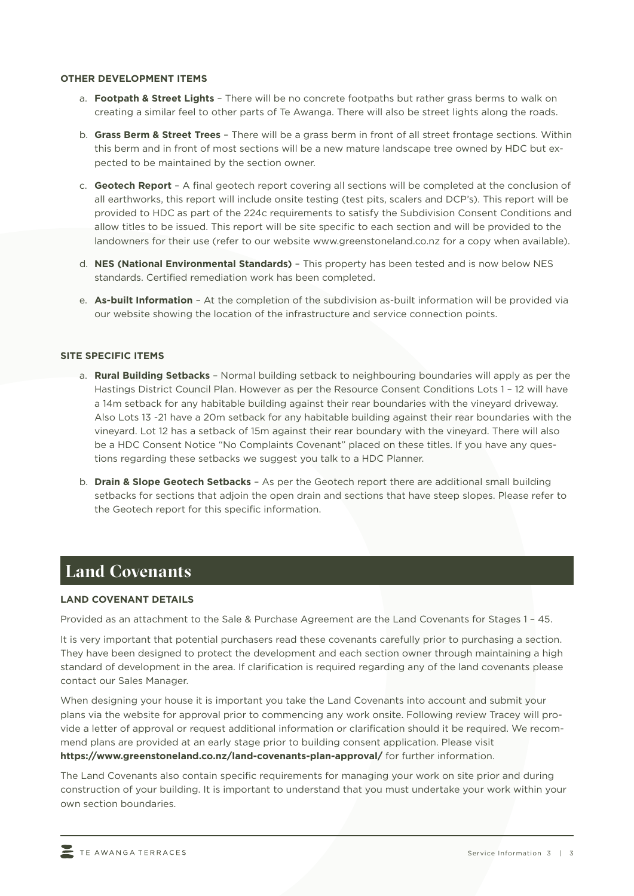**OTHER DEVELOPMENT ITEMS**

a. **Footpath & Street Lights** – There will be no concrete footpaths but rather grass berms to walk on creating a similar feel to other parts of Te Awanga. There will also be street lights along the roads.

b. **Grass Berm & Street Trees** – There will be a grass berm in front of all street frontage sections. Within this berm and in front of most sections will be a new mature landscape tree owned by HDC but expected to be maintained by the section owner.

c. **Geotech Report** – A final geotech report covering all sections will be completed at the conclusion of all earthworks, this report will include onsite testing (test pits, scalers and DCP's). This report will be provided to HDC as part of the 224c requirements to satisfy the Subdivision Consent Conditions and allow titles to be issued. This report will be site specific to each section and will be provided to the landowners for their use (refer to our website www.greenstoneland.co.nz for a copy when available).

d. **NES (National Environmental Standards)** – This property has been tested and is now below NES standards. Certified remediation work has been completed.

e. **As-built Information** – At the completion of the subdivision as-built information will be provided via our website showing the location of the infrastructure and service connection points.

**SITE SPECIFIC ITEMS**

a. **Rural Building Setbacks** – Normal building setback to neighbouring boundaries will apply as per the Hastings District Council Plan. However as per the Resource Consent Conditions Lots 1 – 12 will have a 14m setback for any habitable building against their rear boundaries with the vineyard driveway. Also Lots 13 -21 have a 20m setback for any habitable building against their rear boundaries with the vineyard. Lot 12 has a setback of 15m against their rear boundary with the vineyard. There will also be a HDC Consent Notice "No Complaints Covenant" placed on these titles. If you have any questions regarding these setbacks we suggest you talk to a HDC Planner.

b. **Drain & Slope Geotech Setbacks** – As per the Geotech report there are additional small building setbacks for sections that adjoin the open drain and sections that have steep slopes. Please refer to the Geotech report for this specific information.

## Land Covenants

**LAND COVENANT DETAILS**

Provided as an attachment to the Sale & Purchase Agreement are the Land Covenants for Stages 1 – 45.

It is very important that potential purchasers read these covenants carefully prior to purchasing a section. They have been designed to protect the development and each section owner through maintaining a high standard of development in the area. If clarification is required regarding any of the land covenants please contact our Sales Manager.

When designing your house it is important you take the Land Covenants into account and submit your plans via the website for approval prior to commencing any work onsite. Following review Tracey will provide a letter of approval or request additional information or clarification should it be required. We recommend plans are provided at an early stage prior to building consent application. Please visit **https://www.greenstoneland.co.nz/land-covenants-plan-approval/** for further information.

The Land Covenants also contain specific requirements for managing your work on site prior and during construction of your building. It is important to understand that you must undertake your work within your own section boundaries.